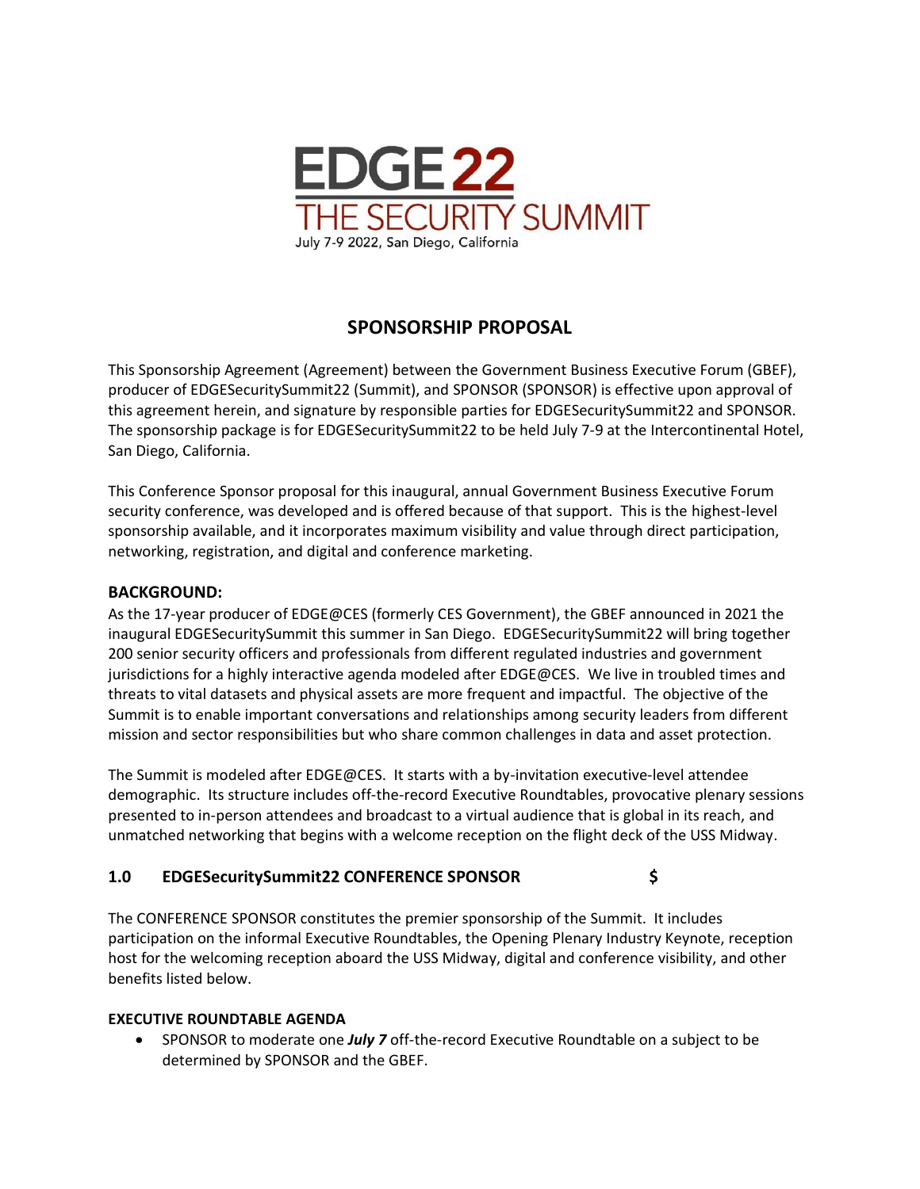# EDGE 22
## THE SECURITY SUMMIT
July 7-9 2022, San Diego, California

## SPONSORSHIP PROPOSAL

This Sponsorship Agreement (Agreement) between the Government Business Executive Forum (GBEF), producer of EDGESecuritySummit22 (Summit), and SPONSOR (SPONSOR) is effective upon approval of this agreement herein, and signature by responsible parties for EDGESecuritySummit22 and SPONSOR. The sponsorship package is for EDGESecuritySummit22 to be held July 7-9 at the Intercontinental Hotel, San Diego, California.

This Conference Sponsor proposal for this inaugural, annual Government Business Executive Forum security conference, was developed and is offered because of that support. This is the highest-level sponsorship available, and it incorporates maximum visibility and value through direct participation, networking, registration, and digital and conference marketing.

### BACKGROUND:

As the 17-year producer of EDGE@CES (formerly CES Government), the GBEF announced in 2021 the inaugural EDGESecuritySummit this summer in San Diego. EDGESecuritySummit22 will bring together 200 senior security officers and professionals from different regulated industries and government jurisdictions for a highly interactive agenda modeled after EDGE@CES. We live in troubled times and threats to vital datasets and physical assets are more frequent and impactful. The objective of the Summit is to enable important conversations and relationships among security leaders from different mission and sector responsibilities but who share common challenges in data and asset protection.

The Summit is modeled after EDGE@CES. It starts with a by-invitation executive-level attendee demographic. Its structure includes off-the-record Executive Roundtables, provocative plenary sessions presented to in-person attendees and broadcast to a virtual audience that is global in its reach, and unmatched networking that begins with a welcome reception on the flight deck of the USS Midway.

### 1.0 EDGESecuritySummit22 CONFERENCE SPONSOR $

The CONFERENCE SPONSOR constitutes the premier sponsorship of the Summit. It includes participation on the informal Executive Roundtables, the Opening Plenary Industry Keynote, reception host for the welcoming reception aboard the USS Midway, digital and conference visibility, and other benefits listed below.

#### EXECUTIVE ROUNDTABLE AGENDA

- SPONSOR to moderate one ***July 7*** off-the-record Executive Roundtable on a subject to be determined by SPONSOR and the GBEF.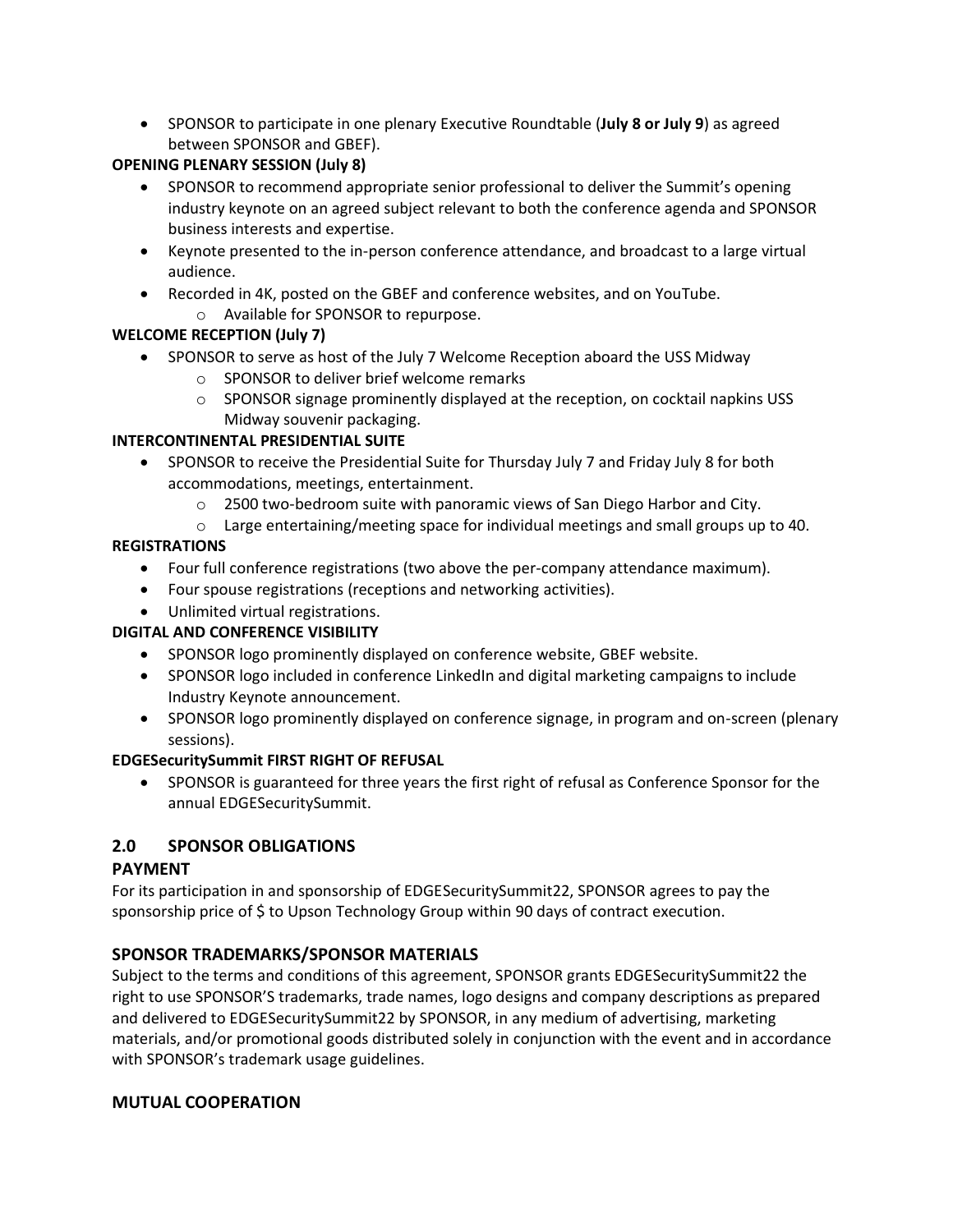- SPONSOR to participate in one plenary Executive Roundtable (**July 8 or July 9**) as agreed between SPONSOR and GBEF).

**OPENING PLENARY SESSION (July 8)**

- SPONSOR to recommend appropriate senior professional to deliver the Summit's opening industry keynote on an agreed subject relevant to both the conference agenda and SPONSOR business interests and expertise.
- Keynote presented to the in-person conference attendance, and broadcast to a large virtual audience.
- Recorded in 4K, posted on the GBEF and conference websites, and on YouTube.
  - Available for SPONSOR to repurpose.

**WELCOME RECEPTION (July 7)**

- SPONSOR to serve as host of the July 7 Welcome Reception aboard the USS Midway
  - SPONSOR to deliver brief welcome remarks
  - SPONSOR signage prominently displayed at the reception, on cocktail napkins USS Midway souvenir packaging.

**INTERCONTINENTAL PRESIDENTIAL SUITE**

- SPONSOR to receive the Presidential Suite for Thursday July 7 and Friday July 8 for both accommodations, meetings, entertainment.
  - 2500 two-bedroom suite with panoramic views of San Diego Harbor and City.
  - Large entertaining/meeting space for individual meetings and small groups up to 40.

**REGISTRATIONS**

- Four full conference registrations (two above the per-company attendance maximum).
- Four spouse registrations (receptions and networking activities).
- Unlimited virtual registrations.

**DIGITAL AND CONFERENCE VISIBILITY**

- SPONSOR logo prominently displayed on conference website, GBEF website.
- SPONSOR logo included in conference LinkedIn and digital marketing campaigns to include Industry Keynote announcement.
- SPONSOR logo prominently displayed on conference signage, in program and on-screen (plenary sessions).

**EDGESecuritySummit FIRST RIGHT OF REFUSAL**

- SPONSOR is guaranteed for three years the first right of refusal as Conference Sponsor for the annual EDGESecuritySummit.

## 2.0 SPONSOR OBLIGATIONS

### PAYMENT

For its participation in and sponsorship of EDGESecuritySummit22, SPONSOR agrees to pay the sponsorship price of $ to Upson Technology Group within 90 days of contract execution.

### SPONSOR TRADEMARKS/SPONSOR MATERIALS

Subject to the terms and conditions of this agreement, SPONSOR grants EDGESecuritySummit22 the right to use SPONSOR'S trademarks, trade names, logo designs and company descriptions as prepared and delivered to EDGESecuritySummit22 by SPONSOR, in any medium of advertising, marketing materials, and/or promotional goods distributed solely in conjunction with the event and in accordance with SPONSOR's trademark usage guidelines.

### MUTUAL COOPERATION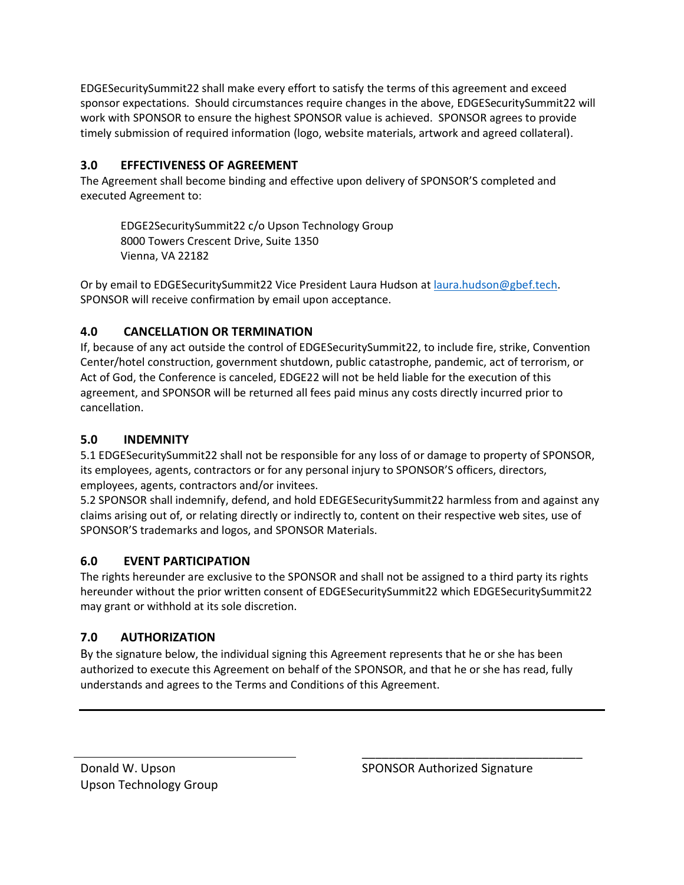EDGESecuritySummit22 shall make every effort to satisfy the terms of this agreement and exceed sponsor expectations. Should circumstances require changes in the above, EDGESecuritySummit22 will work with SPONSOR to ensure the highest SPONSOR value is achieved. SPONSOR agrees to provide timely submission of required information (logo, website materials, artwork and agreed collateral).

## 3.0 EFFECTIVENESS OF AGREEMENT

The Agreement shall become binding and effective upon delivery of SPONSOR'S completed and executed Agreement to:

> EDGE2SecuritySummit22 c/o Upson Technology Group
> 8000 Towers Crescent Drive, Suite 1350
> Vienna, VA 22182

Or by email to EDGESecuritySummit22 Vice President Laura Hudson at laura.hudson@gbef.tech. SPONSOR will receive confirmation by email upon acceptance.

## 4.0 CANCELLATION OR TERMINATION

If, because of any act outside the control of EDGESecuritySummit22, to include fire, strike, Convention Center/hotel construction, government shutdown, public catastrophe, pandemic, act of terrorism, or Act of God, the Conference is canceled, EDGE22 will not be held liable for the execution of this agreement, and SPONSOR will be returned all fees paid minus any costs directly incurred prior to cancellation.

## 5.0 INDEMNITY

5.1 EDGESecuritySummit22 shall not be responsible for any loss of or damage to property of SPONSOR, its employees, agents, contractors or for any personal injury to SPONSOR'S officers, directors, employees, agents, contractors and/or invitees.

5.2 SPONSOR shall indemnify, defend, and hold EDEGESecuritySummit22 harmless from and against any claims arising out of, or relating directly or indirectly to, content on their respective web sites, use of SPONSOR'S trademarks and logos, and SPONSOR Materials.

## 6.0 EVENT PARTICIPATION

The rights hereunder are exclusive to the SPONSOR and shall not be assigned to a third party its rights hereunder without the prior written consent of EDGESecuritySummit22 which EDGESecuritySummit22 may grant or withhold at its sole discretion.

## 7.0 AUTHORIZATION

By the signature below, the individual signing this Agreement represents that he or she has been authorized to execute this Agreement on behalf of the SPONSOR, and that he or she has read, fully understands and agrees to the Terms and Conditions of this Agreement.

---

| | |
|---|---|
| ______________________________ | ______________________________ |
| Donald W. Upson<br>Upson Technology Group | SPONSOR Authorized Signature |